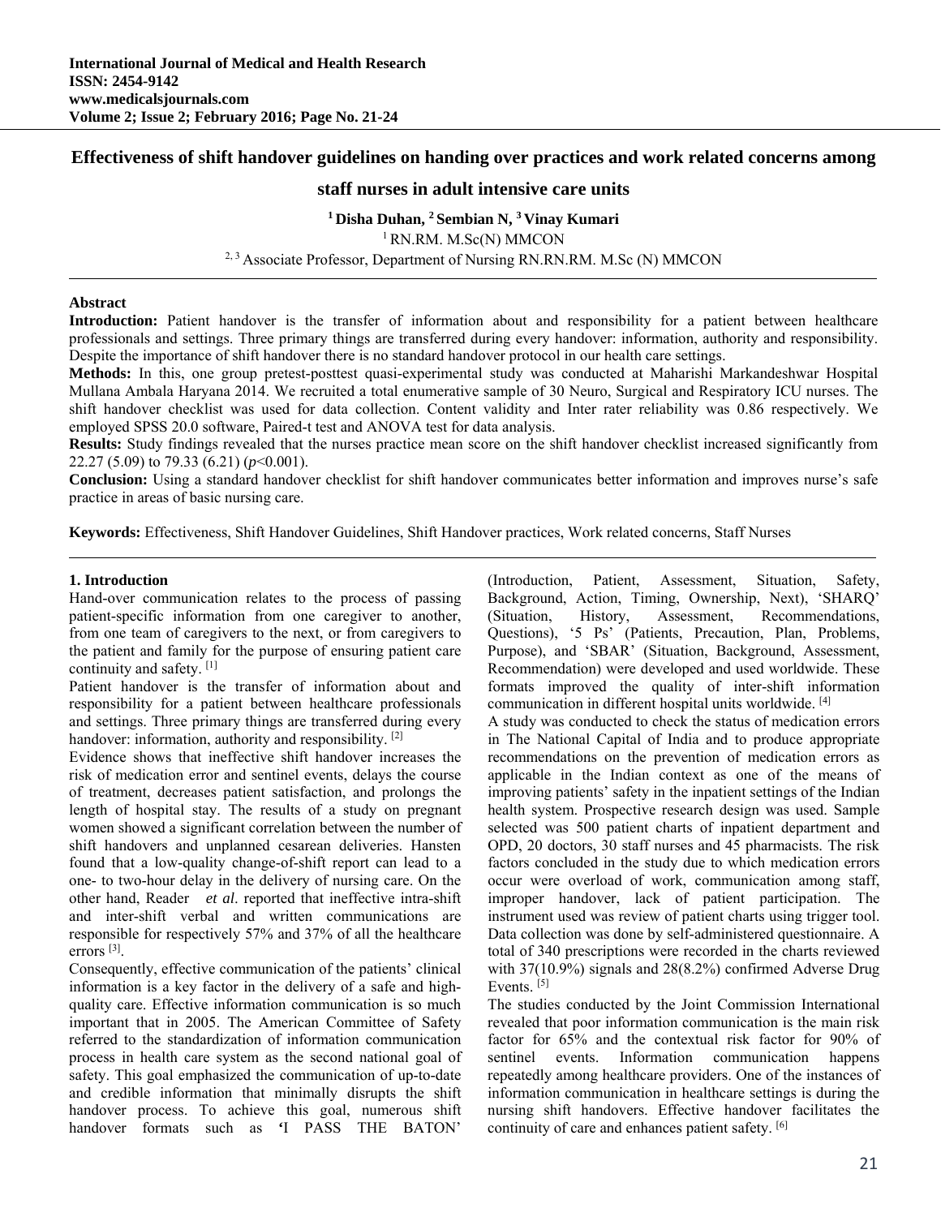# Effectiveness of shift handover guidelines on handing over practices and work related concerns among staff nurses in adult intensive care units

**[1] Disha Duhan, [2] Sembian N, [3] Vinay Kumari**

[1] RN.RM. M.Sc(N) MMCON

[2, 3] Associate Professor, Department of Nursing RN.RN.RM. M.Sc (N) MMCON

### Abstract

**Introduction:** Patient handover is the transfer of information about and responsibility for a patient between healthcare professionals and settings. Three primary things are transferred during every handover: information, authority and responsibility. Despite the importance of shift handover there is no standard handover protocol in our health care settings.

**Methods:** In this, one group pretest-posttest quasi-experimental study was conducted at Maharishi Markandeshwar Hospital Mullana Ambala Haryana 2014. We recruited a total enumerative sample of 30 Neuro, Surgical and Respiratory ICU nurses. The shift handover checklist was used for data collection. Content validity and Inter rater reliability was 0.86 respectively. We employed SPSS 20.0 software, Paired-t test and ANOVA test for data analysis.

**Results:** Study findings revealed that the nurses practice mean score on the shift handover checklist increased significantly from 22.27 (5.09) to 79.33 (6.21) ($p<0.001$).

**Conclusion:** Using a standard handover checklist for shift handover communicates better information and improves nurse's safe practice in areas of basic nursing care.

**Keywords:** Effectiveness, Shift Handover Guidelines, Shift Handover practices, Work related concerns, Staff Nurses

## 1. Introduction

Hand-over communication relates to the process of passing patient-specific information from one caregiver to another, from one team of caregivers to the next, or from caregivers to the patient and family for the purpose of ensuring patient care continuity and safety. [1]

Patient handover is the transfer of information about and responsibility for a patient between healthcare professionals and settings. Three primary things are transferred during every handover: information, authority and responsibility. [2]

Evidence shows that ineffective shift handover increases the risk of medication error and sentinel events, delays the course of treatment, decreases patient satisfaction, and prolongs the length of hospital stay. The results of a study on pregnant women showed a significant correlation between the number of shift handovers and unplanned cesarean deliveries. Hansten found that a low-quality change-of-shift report can lead to a one- to two-hour delay in the delivery of nursing care. On the other hand, Reader *et al*. reported that ineffective intra-shift and inter-shift verbal and written communications are responsible for respectively 57% and 37% of all the healthcare errors [3].

Consequently, effective communication of the patients' clinical information is a key factor in the delivery of a safe and high-quality care. Effective information communication is so much important that in 2005. The American Committee of Safety referred to the standardization of information communication process in health care system as the second national goal of safety. This goal emphasized the communication of up-to-date and credible information that minimally disrupts the shift handover process. To achieve this goal, numerous shift handover formats such as 'I PASS THE BATON' (Introduction, Patient, Assessment, Situation, Safety, Background, Action, Timing, Ownership, Next), 'SHARQ' (Situation, History, Assessment, Recommendations, Questions), '5 Ps' (Patients, Precaution, Plan, Problems, Purpose), and 'SBAR' (Situation, Background, Assessment, Recommendation) were developed and used worldwide. These formats improved the quality of inter-shift information communication in different hospital units worldwide. [4]

A study was conducted to check the status of medication errors in The National Capital of India and to produce appropriate recommendations on the prevention of medication errors as applicable in the Indian context as one of the means of improving patients' safety in the inpatient settings of the Indian health system. Prospective research design was used. Sample selected was 500 patient charts of inpatient department and OPD, 20 doctors, 30 staff nurses and 45 pharmacists. The risk factors concluded in the study due to which medication errors occur were overload of work, communication among staff, improper handover, lack of patient participation. The instrument used was review of patient charts using trigger tool. Data collection was done by self-administered questionnaire. A total of 340 prescriptions were recorded in the charts reviewed with 37(10.9%) signals and 28(8.2%) confirmed Adverse Drug Events. [5]

The studies conducted by the Joint Commission International revealed that poor information communication is the main risk factor for 65% and the contextual risk factor for 90% of sentinel events. Information communication happens repeatedly among healthcare providers. One of the instances of information communication in healthcare settings is during the nursing shift handovers. Effective handover facilitates the continuity of care and enhances patient safety. [6]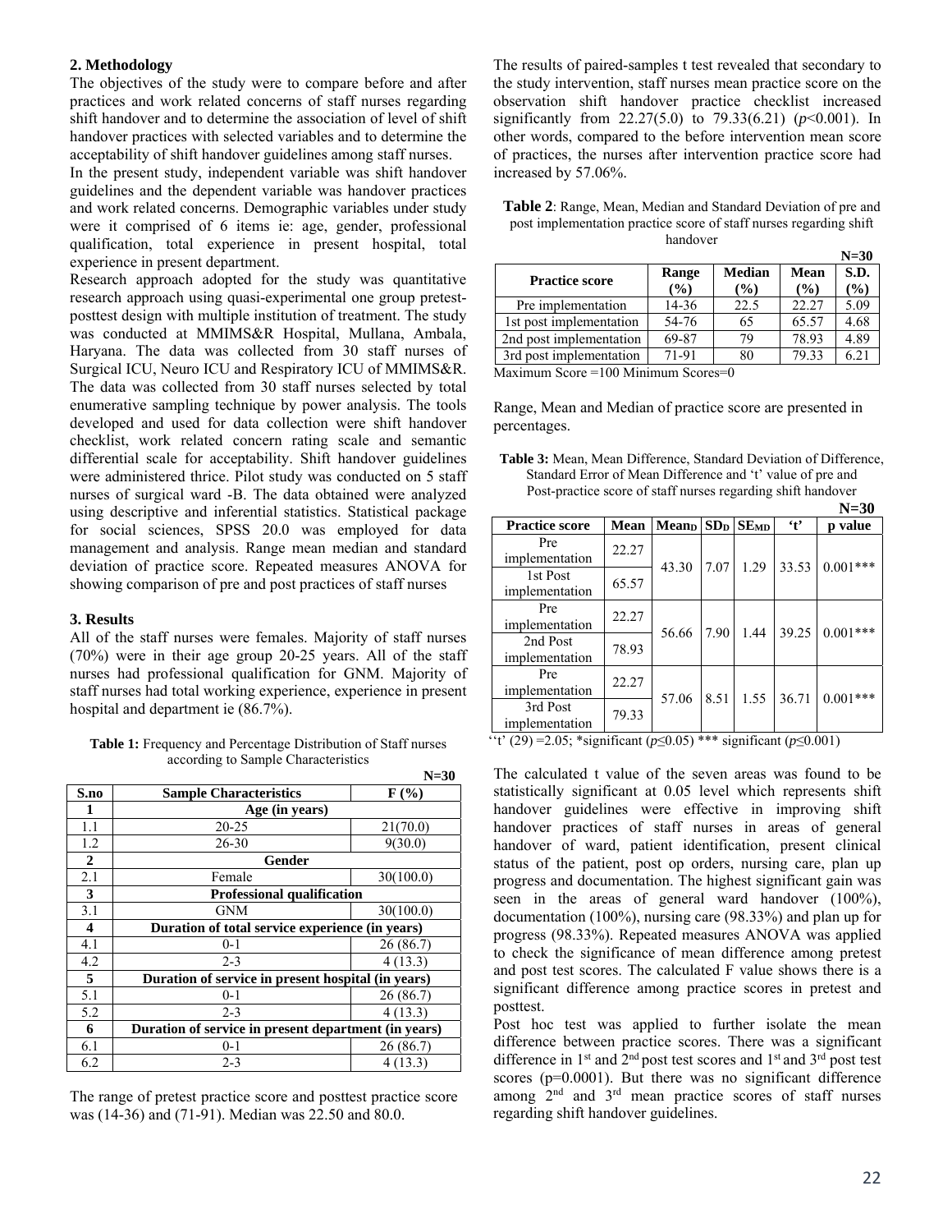## 2. Methodology

The objectives of the study were to compare before and after practices and work related concerns of staff nurses regarding shift handover and to determine the association of level of shift handover practices with selected variables and to determine the acceptability of shift handover guidelines among staff nurses.

In the present study, independent variable was shift handover guidelines and the dependent variable was handover practices and work related concerns. Demographic variables under study were it comprised of 6 items ie: age, gender, professional qualification, total experience in present hospital, total experience in present department.

Research approach adopted for the study was quantitative research approach using quasi-experimental one group pretest-posttest design with multiple institution of treatment. The study was conducted at MMIMS&R Hospital, Mullana, Ambala, Haryana. The data was collected from 30 staff nurses of Surgical ICU, Neuro ICU and Respiratory ICU of MMIMS&R. The data was collected from 30 staff nurses selected by total enumerative sampling technique by power analysis. The tools developed and used for data collection were shift handover checklist, work related concern rating scale and semantic differential scale for acceptability. Shift handover guidelines were administered thrice. Pilot study was conducted on 5 staff nurses of surgical ward -B. The data obtained were analyzed using descriptive and inferential statistics. Statistical package for social sciences, SPSS 20.0 was employed for data management and analysis. Range mean median and standard deviation of practice score. Repeated measures ANOVA for showing comparison of pre and post practices of staff nurses

## 3. Results

All of the staff nurses were females. Majority of staff nurses (70%) were in their age group 20-25 years. All of the staff nurses had professional qualification for GNM. Majority of staff nurses had total working experience, experience in present hospital and department ie (86.7%).

**Table 1:** Frequency and Percentage Distribution of Staff nurses according to Sample Characteristics

**N=30**

| S.no | Sample Characteristics | F (%) |
|---|---|---|
| **1** | **Age (in years)** | |
| 1.1 | 20-25 | 21(70.0) |
| 1.2 | 26-30 | 9(30.0) |
| **2** | **Gender** | |
| 2.1 | Female | 30(100.0) |
| **3** | **Professional qualification** | |
| 3.1 | GNM | 30(100.0) |
| **4** | **Duration of total service experience (in years)** | |
| 4.1 | 0-1 | 26 (86.7) |
| 4.2 | 2-3 | 4 (13.3) |
| **5** | **Duration of service in present hospital (in years)** | |
| 5.1 | 0-1 | 26 (86.7) |
| 5.2 | 2-3 | 4 (13.3) |
| **6** | **Duration of service in present department (in years)** | |
| 6.1 | 0-1 | 26 (86.7) |
| 6.2 | 2-3 | 4 (13.3) |

The range of pretest practice score and posttest practice score was (14-36) and (71-91). Median was 22.50 and 80.0.

The results of paired-samples t test revealed that secondary to the study intervention, staff nurses mean practice score on the observation shift handover practice checklist increased significantly from 22.27(5.0) to 79.33(6.21) (*p*<0.001). In other words, compared to the before intervention mean score of practices, the nurses after intervention practice score had increased by 57.06%.

**Table 2**: Range, Mean, Median and Standard Deviation of pre and post implementation practice score of staff nurses regarding shift handover

**N=30**

| Practice score | Range (%) | Median (%) | Mean (%) | S.D. (%) |
|---|---|---|---|---|
| Pre implementation | 14-36 | 22.5 | 22.27 | 5.09 |
| 1st post implementation | 54-76 | 65 | 65.57 | 4.68 |
| 2nd post implementation | 69-87 | 79 | 78.93 | 4.89 |
| 3rd post implementation | 71-91 | 80 | 79.33 | 6.21 |

Maximum Score =100 Minimum Scores=0

Range, Mean and Median of practice score are presented in percentages.

**Table 3:** Mean, Mean Difference, Standard Deviation of Difference, Standard Error of Mean Difference and 't' value of pre and Post-practice score of staff nurses regarding shift handover

**N=30**

| Practice score | Mean | $Mean_D$ | $SD_D$ | $SE_{MD}$ | 't' | p value |
|---|---|---|---|---|---|---|
| Pre implementation | 22.27 | 43.30 | 7.07 | 1.29 | 33.53 | 0.001*** |
| 1st Post implementation | 65.57 | | | | | |
| Pre implementation | 22.27 | 56.66 | 7.90 | 1.44 | 39.25 | 0.001*** |
| 2nd Post implementation | 78.93 | | | | | |
| Pre implementation | 22.27 | 57.06 | 8.51 | 1.55 | 36.71 | 0.001*** |
| 3rd Post implementation | 79.33 | | | | | |

''t' (29) =2.05; *significant ($p$≤0.05) *** significant ($p$≤0.001)

The calculated t value of the seven areas was found to be statistically significant at 0.05 level which represents shift handover guidelines were effective in improving shift handover practices of staff nurses in areas of general handover of ward, patient identification, present clinical status of the patient, post op orders, nursing care, plan up progress and documentation. The highest significant gain was seen in the areas of general ward handover (100%), documentation (100%), nursing care (98.33%) and plan up for progress (98.33%). Repeated measures ANOVA was applied to check the significance of mean difference among pretest and post test scores. The calculated F value shows there is a significant difference among practice scores in pretest and posttest.

Post hoc test was applied to further isolate the mean difference between practice scores. There was a significant difference in 1st and 2nd post test scores and 1st and 3rd post test scores (p=0.0001). But there was no significant difference among 2nd and 3rd mean practice scores of staff nurses regarding shift handover guidelines.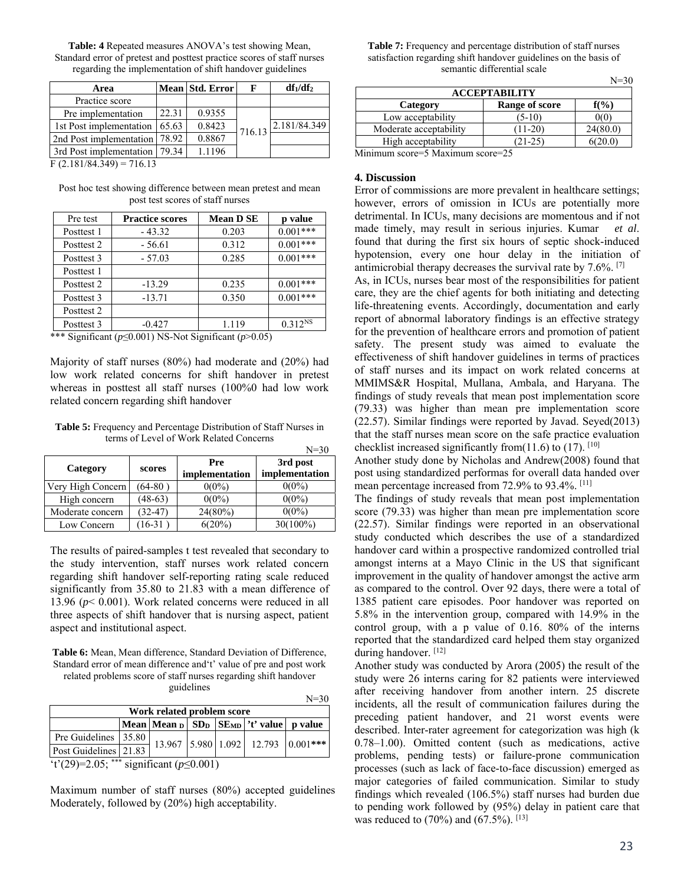**Table: 4** Repeated measures ANOVA's test showing Mean, Standard error of pretest and posttest practice scores of staff nurses regarding the implementation of shift handover guidelines

| Area | Mean | Std. Error | F | $df_1/df_2$ |
|---|---|---|---|---|
| Practice score | | | | |
| Pre implementation | 22.31 | 0.9355 | 716.13 | 2.181/84.349 |
| 1st Post implementation | 65.63 | 0.8423 | | |
| 2nd Post implementation | 78.92 | 0.8867 | | |
| 3rd Post implementation | 79.34 | 1.1196 | | |

F (2.181/84.349) = 716.13

Post hoc test showing difference between mean pretest and mean post test scores of staff nurses

| Pre test | Practice scores | Mean D SE | p value |
|---|---|---|---|
| Posttest 1 | - 43.32 | 0.203 | 0.001*** |
| Posttest 2 | - 56.61 | 0.312 | 0.001*** |
| Posttest 3 | - 57.03 | 0.285 | 0.001*** |
| Posttest 1 | | | |
| Posttest 2 | -13.29 | 0.235 | 0.001*** |
| Posttest 3 | -13.71 | 0.350 | 0.001*** |
| Posttest 2 | | | |
| Posttest 3 | -0.427 | 1.119 | 0.312[NS] |

*** Significant ($p \leq 0.001$) NS-Not Significant ($p > 0.05$)

Majority of staff nurses (80%) had moderate and (20%) had low work related concerns for shift handover in pretest whereas in posttest all staff nurses (100%0 had low work related concern regarding shift handover

**Table 5:** Frequency and Percentage Distribution of Staff Nurses in terms of Level of Work Related Concerns

N=30

| Category | scores | Pre implementation | 3rd post implementation |
|---|---|---|---|
| Very High Concern | (64-80 ) | 0(0%) | 0(0%) |
| High concern | (48-63) | 0(0%) | 0(0%) |
| Moderate concern | (32-47) | 24(80%) | 0(0%) |
| Low Concern | (16-31 ) | 6(20%) | 30(100%) |

The results of paired-samples t test revealed that secondary to the study intervention, staff nurses work related concern regarding shift handover self-reporting rating scale reduced significantly from 35.80 to 21.83 with a mean difference of 13.96 ($p < 0.001$). Work related concerns were reduced in all three aspects of shift handover that is nursing aspect, patient aspect and institutional aspect.

**Table 6:** Mean, Mean difference, Standard Deviation of Difference, Standard error of mean difference and't' value of pre and post work related problems score of staff nurses regarding shift handover guidelines

N=30

| Work related problem score | | | | | | |
|---|---|---|---|---|---|---|
| | Mean | $Mean_D$ | $SD_D$ | $SE_{MD}$ | 't' value | p value |
| Pre Guidelines | 35.80 | 13.967 | 5.980 | 1.092 | 12.793 | 0.001*** |
| Post Guidelines | 21.83 | | | | | |

't'(29)=2.05; *** significant ($p \leq 0.001$)

Maximum number of staff nurses (80%) accepted guidelines Moderately, followed by (20%) high acceptability.

**Table 7:** Frequency and percentage distribution of staff nurses satisfaction regarding shift handover guidelines on the basis of semantic differential scale

N=30

| ACCEPTABILITY | | |
|---|---|---|
| Category | Range of score | f(%) |
| Low acceptability | (5-10) | 0(0) |
| Moderate acceptability | (11-20) | 24(80.0) |
| High acceptability | (21-25) | 6(20.0) |

Minimum score=5 Maximum score=25

## 4. Discussion

Error of commissions are more prevalent in healthcare settings; however, errors of omission in ICUs are potentially more detrimental. In ICUs, many decisions are momentous and if not made timely, may result in serious injuries. Kumar *et al*. found that during the first six hours of septic shock-induced hypotension, every one hour delay in the initiation of antimicrobial therapy decreases the survival rate by 7.6%. [7]

As, in ICUs, nurses bear most of the responsibilities for patient care, they are the chief agents for both initiating and detecting life-threatening events. Accordingly, documentation and early report of abnormal laboratory findings is an effective strategy for the prevention of healthcare errors and promotion of patient safety. The present study was aimed to evaluate the effectiveness of shift handover guidelines in terms of practices of staff nurses and its impact on work related concerns at MMIMS&R Hospital, Mullana, Ambala, and Haryana. The findings of study reveals that mean post implementation score (79.33) was higher than mean pre implementation score (22.57). Similar findings were reported by Javad. Seyed(2013) that the staff nurses mean score on the safe practice evaluation checklist increased significantly from(11.6) to (17). [10]

Another study done by Nicholas and Andrew(2008) found that post using standardized performas for overall data handed over mean percentage increased from 72.9% to 93.4%. [11]

The findings of study reveals that mean post implementation score (79.33) was higher than mean pre implementation score (22.57). Similar findings were reported in an observational study conducted which describes the use of a standardized handover card within a prospective randomized controlled trial amongst interns at a Mayo Clinic in the US that significant improvement in the quality of handover amongst the active arm as compared to the control. Over 92 days, there were a total of 1385 patient care episodes. Poor handover was reported on 5.8% in the intervention group, compared with 14.9% in the control group, with a p value of 0.16. 80% of the interns reported that the standardized card helped them stay organized during handover. [12]

Another study was conducted by Arora (2005) the result of the study were 26 interns caring for 82 patients were interviewed after receiving handover from another intern. 25 discrete incidents, all the result of communication failures during the preceding patient handover, and 21 worst events were described. Inter-rater agreement for categorization was high (k 0.78–1.00). Omitted content (such as medications, active problems, pending tests) or failure-prone communication processes (such as lack of face-to-face discussion) emerged as major categories of failed communication. Similar to study findings which revealed (106.5%) staff nurses had burden due to pending work followed by (95%) delay in patient care that was reduced to (70%) and (67.5%). [13]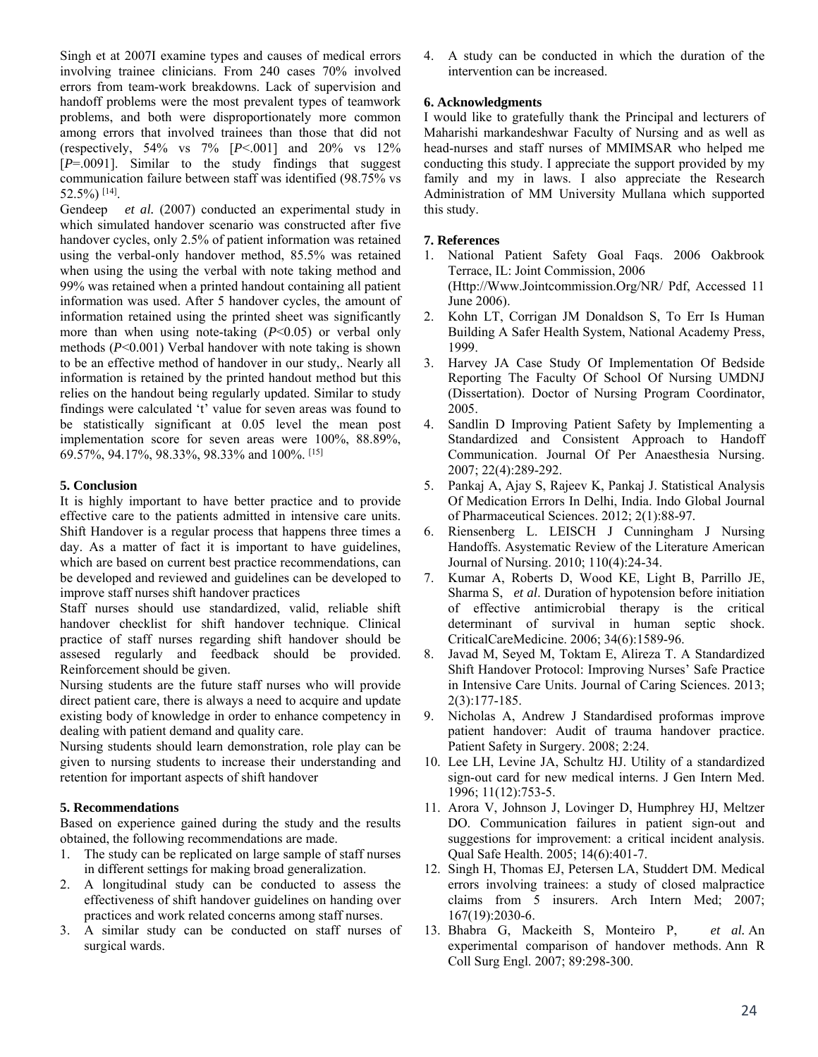Singh et at 2007I examine types and causes of medical errors involving trainee clinicians. From 240 cases 70% involved errors from team-work breakdowns. Lack of supervision and handoff problems were the most prevalent types of teamwork problems, and both were disproportionately more common among errors that involved trainees than those that did not (respectively, 54% vs 7% [*P*<.001] and 20% vs 12% [*P*=.0091]. Similar to the study findings that suggest communication failure between staff was identified (98.75% vs 52.5%) [14].

Gendeep *et al.* (2007) conducted an experimental study in which simulated handover scenario was constructed after five handover cycles, only 2.5% of patient information was retained using the verbal-only handover method, 85.5% was retained when using the using the verbal with note taking method and 99% was retained when a printed handout containing all patient information was used. After 5 handover cycles, the amount of information retained using the printed sheet was significantly more than when using note-taking (*P*<0.05) or verbal only methods (*P*<0.001) Verbal handover with note taking is shown to be an effective method of handover in our study,. Nearly all information is retained by the printed handout method but this relies on the handout being regularly updated. Similar to study findings were calculated 't' value for seven areas was found to be statistically significant at 0.05 level the mean post implementation score for seven areas were 100%, 88.89%, 69.57%, 94.17%, 98.33%, 98.33% and 100%. [15]

### 5. Conclusion

It is highly important to have better practice and to provide effective care to the patients admitted in intensive care units. Shift Handover is a regular process that happens three times a day. As a matter of fact it is important to have guidelines, which are based on current best practice recommendations, can be developed and reviewed and guidelines can be developed to improve staff nurses shift handover practices

Staff nurses should use standardized, valid, reliable shift handover checklist for shift handover technique. Clinical practice of staff nurses regarding shift handover should be assesed regularly and feedback should be provided. Reinforcement should be given.

Nursing students are the future staff nurses who will provide direct patient care, there is always a need to acquire and update existing body of knowledge in order to enhance competency in dealing with patient demand and quality care.

Nursing students should learn demonstration, role play can be given to nursing students to increase their understanding and retention for important aspects of shift handover

### 5. Recommendations

Based on experience gained during the study and the results obtained, the following recommendations are made.

1. The study can be replicated on large sample of staff nurses in different settings for making broad generalization.
2. A longitudinal study can be conducted to assess the effectiveness of shift handover guidelines on handing over practices and work related concerns among staff nurses.
3. A similar study can be conducted on staff nurses of surgical wards.
4. A study can be conducted in which the duration of the intervention can be increased.

### 6. Acknowledgments

I would like to gratefully thank the Principal and lecturers of Maharishi markandeshwar Faculty of Nursing and as well as head-nurses and staff nurses of MMIMSAR who helped me conducting this study. I appreciate the support provided by my family and my in laws. I also appreciate the Research Administration of MM University Mullana which supported this study.

### 7. References

1. National Patient Safety Goal Faqs. 2006 Oakbrook Terrace, IL: Joint Commission, 2006 (Http://Www.Jointcommission.Org/NR/ Pdf, Accessed 11 June 2006).
2. Kohn LT, Corrigan JM Donaldson S, To Err Is Human Building A Safer Health System, National Academy Press, 1999.
3. Harvey JA Case Study Of Implementation Of Bedside Reporting The Faculty Of School Of Nursing UMDNJ (Dissertation). Doctor of Nursing Program Coordinator, 2005.
4. Sandlin D Improving Patient Safety by Implementing a Standardized and Consistent Approach to Handoff Communication. Journal Of Per Anaesthesia Nursing. 2007; 22(4):289-292.
5. Pankaj A, Ajay S, Rajeev K, Pankaj J. Statistical Analysis Of Medication Errors In Delhi, India. Indo Global Journal of Pharmaceutical Sciences. 2012; 2(1):88-97.
6. Riensenberg L. LEISCH J Cunningham J Nursing Handoffs. Asystematic Review of the Literature American Journal of Nursing. 2010; 110(4):24-34.
7. Kumar A, Roberts D, Wood KE, Light B, Parrillo JE, Sharma S, *et al*. Duration of hypotension before initiation of effective antimicrobial therapy is the critical determinant of survival in human septic shock. CriticalCareMedicine. 2006; 34(6):1589-96.
8. Javad M, Seyed M, Toktam E, Alireza T. A Standardized Shift Handover Protocol: Improving Nurses' Safe Practice in Intensive Care Units. Journal of Caring Sciences. 2013; 2(3):177-185.
9. Nicholas A, Andrew J Standardised proformas improve patient handover: Audit of trauma handover practice. Patient Safety in Surgery. 2008; 2:24.
10. Lee LH, Levine JA, Schultz HJ. Utility of a standardized sign-out card for new medical interns. J Gen Intern Med. 1996; 11(12):753-5.
11. Arora V, Johnson J, Lovinger D, Humphrey HJ, Meltzer DO. Communication failures in patient sign-out and suggestions for improvement: a critical incident analysis. Qual Safe Health. 2005; 14(6):401-7.
12. Singh H, Thomas EJ, Petersen LA, Studdert DM. Medical errors involving trainees: a study of closed malpractice claims from 5 insurers. Arch Intern Med; 2007; 167(19):2030-6.
13. Bhabra G, Mackeith S, Monteiro P, *et al.* An experimental comparison of handover methods. Ann R Coll Surg Engl. 2007; 89:298-300.